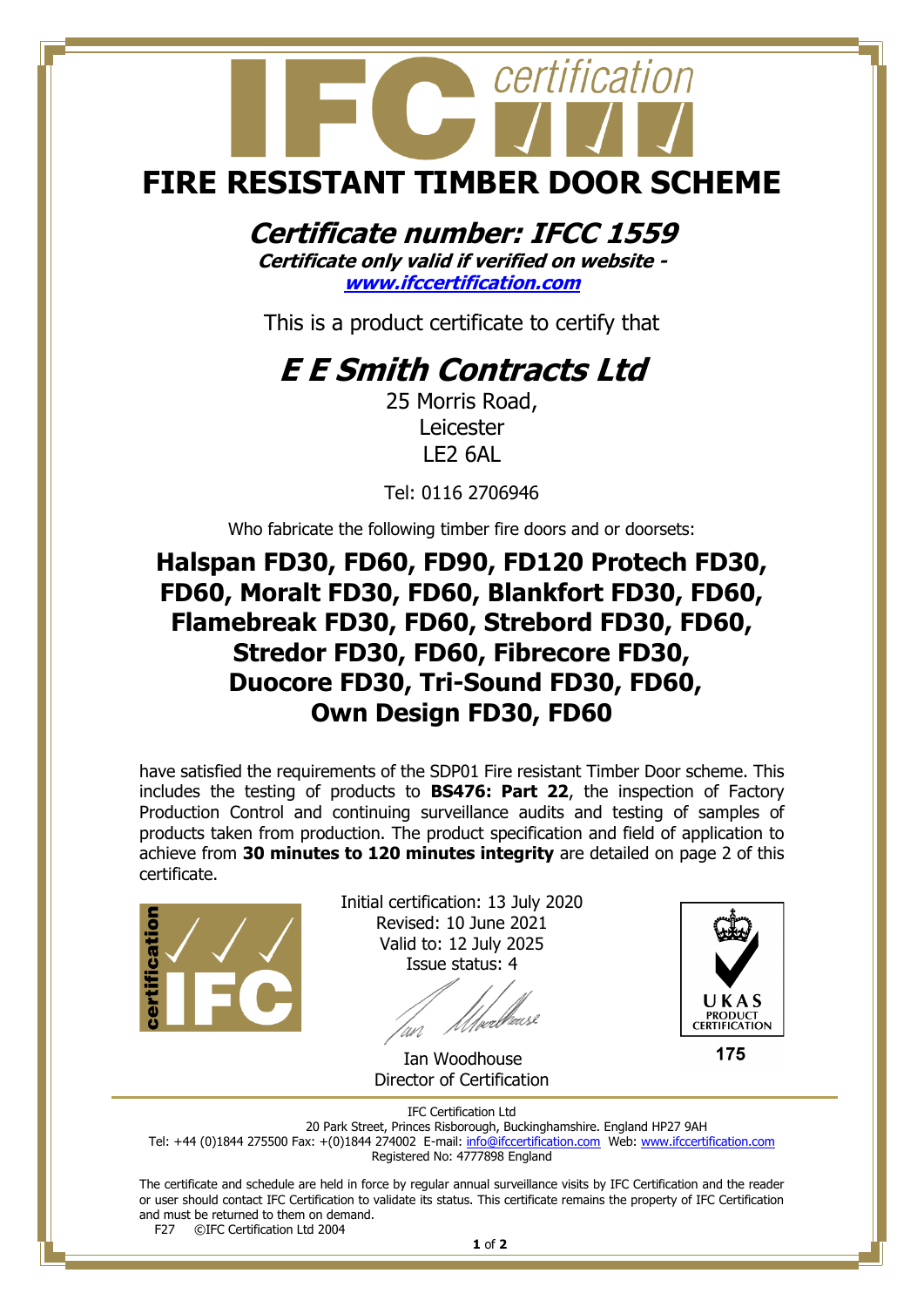# FIRE RESISTANT TIMBER DOOR SCHEME

## *Certificate number: IFCC 1559*

***Certificate only valid if verified on website - [www.ifccertification.com](www.ifccertification.com)***

This is a product certificate to certify that

## *E E Smith Contracts Ltd*

25 Morris Road,
Leicester
LE2 6AL

Tel: 0116 2706946

Who fabricate the following timber fire doors and or doorsets:

**Halspan FD30, FD60, FD90, FD120 Protech FD30, FD60, Moralt FD30, FD60, Blankfort FD30, FD60, Flamebreak FD30, FD60, Strebord FD30, FD60, Stredor FD30, FD60, Fibrecore FD30, Duocore FD30, Tri-Sound FD30, FD60, Own Design FD30, FD60**

have satisfied the requirements of the SDP01 Fire resistant Timber Door scheme. This includes the testing of products to **BS476: Part 22**, the inspection of Factory Production Control and continuing surveillance audits and testing of samples of products taken from production. The product specification and field of application to achieve from **30 minutes to 120 minutes integrity** are detailed on page 2 of this certificate.

Initial certification: 13 July 2020
Revised: 10 June 2021
Valid to: 12 July 2025
Issue status: 4

Ian Woodhouse
Director of Certification

UKAS PRODUCT CERTIFICATION
175

IFC Certification Ltd
20 Park Street, Princes Risborough, Buckinghamshire. England HP27 9AH
Tel: +44 (0)1844 275500 Fax: +(0)1844 274002 E-mail: info@ifccertification.com Web: www.ifccertification.com
Registered No: 4777898 England

The certificate and schedule are held in force by regular annual surveillance visits by IFC Certification and the reader or user should contact IFC Certification to validate its status. This certificate remains the property of IFC Certification and must be returned to them on demand.

F27 ©IFC Certification Ltd 2004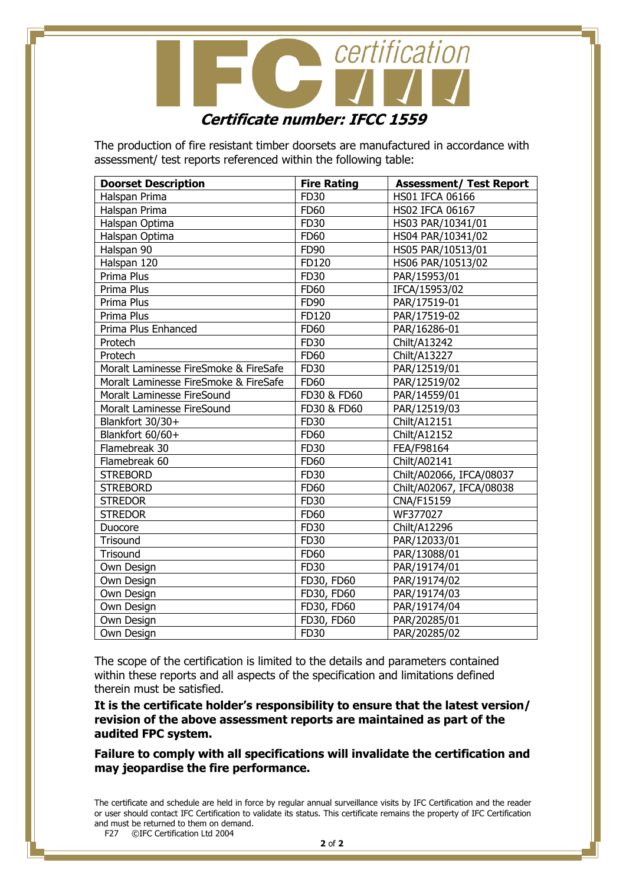**Certificate number: IFCC 1559**

The production of fire resistant timber doorsets are manufactured in accordance with assessment/ test reports referenced within the following table:

| Doorset Description | Fire Rating | Assessment/ Test Report |
|---|---|---|
| Halspan Prima | FD30 | HS01 IFCA 06166 |
| Halspan Prima | FD60 | HS02 IFCA 06167 |
| Halspan Optima | FD30 | HS03 PAR/10341/01 |
| Halspan Optima | FD60 | HS04 PAR/10341/02 |
| Halspan 90 | FD90 | HS05 PAR/10513/01 |
| Halspan 120 | FD120 | HS06 PAR/10513/02 |
| Prima Plus | FD30 | PAR/15953/01 |
| Prima Plus | FD60 | IFCA/15953/02 |
| Prima Plus | FD90 | PAR/17519-01 |
| Prima Plus | FD120 | PAR/17519-02 |
| Prima Plus Enhanced | FD60 | PAR/16286-01 |
| Protech | FD30 | Chilt/A13242 |
| Protech | FD60 | Chilt/A13227 |
| Moralt Laminesse FireSmoke & FireSafe | FD30 | PAR/12519/01 |
| Moralt Laminesse FireSmoke & FireSafe | FD60 | PAR/12519/02 |
| Moralt Laminesse FireSound | FD30 & FD60 | PAR/14559/01 |
| Moralt Laminesse FireSound | FD30 & FD60 | PAR/12519/03 |
| Blankfort 30/30+ | FD30 | Chilt/A12151 |
| Blankfort 60/60+ | FD60 | Chilt/A12152 |
| Flamebreak 30 | FD30 | FEA/F98164 |
| Flamebreak 60 | FD60 | Chilt/A02141 |
| STREBORD | FD30 | Chilt/A02066, IFCA/08037 |
| STREBORD | FD60 | Chilt/A02067, IFCA/08038 |
| STREDOR | FD30 | CNA/F15159 |
| STREDOR | FD60 | WF377027 |
| Duocore | FD30 | Chilt/A12296 |
| Trisound | FD30 | PAR/12033/01 |
| Trisound | FD60 | PAR/13088/01 |
| Own Design | FD30 | PAR/19174/01 |
| Own Design | FD30, FD60 | PAR/19174/02 |
| Own Design | FD30, FD60 | PAR/19174/03 |
| Own Design | FD30, FD60 | PAR/19174/04 |
| Own Design | FD30, FD60 | PAR/20285/01 |
| Own Design | FD30 | PAR/20285/02 |

The scope of the certification is limited to the details and parameters contained within these reports and all aspects of the specification and limitations defined therein must be satisfied.

**It is the certificate holder's responsibility to ensure that the latest version/ revision of the above assessment reports are maintained as part of the audited FPC system.**

**Failure to comply with all specifications will invalidate the certification and may jeopardise the fire performance.**

The certificate and schedule are held in force by regular annual surveillance visits by IFC Certification and the reader or user should contact IFC Certification to validate its status. This certificate remains the property of IFC Certification and must be returned to them on demand.

F27 ©IFC Certification Ltd 2004